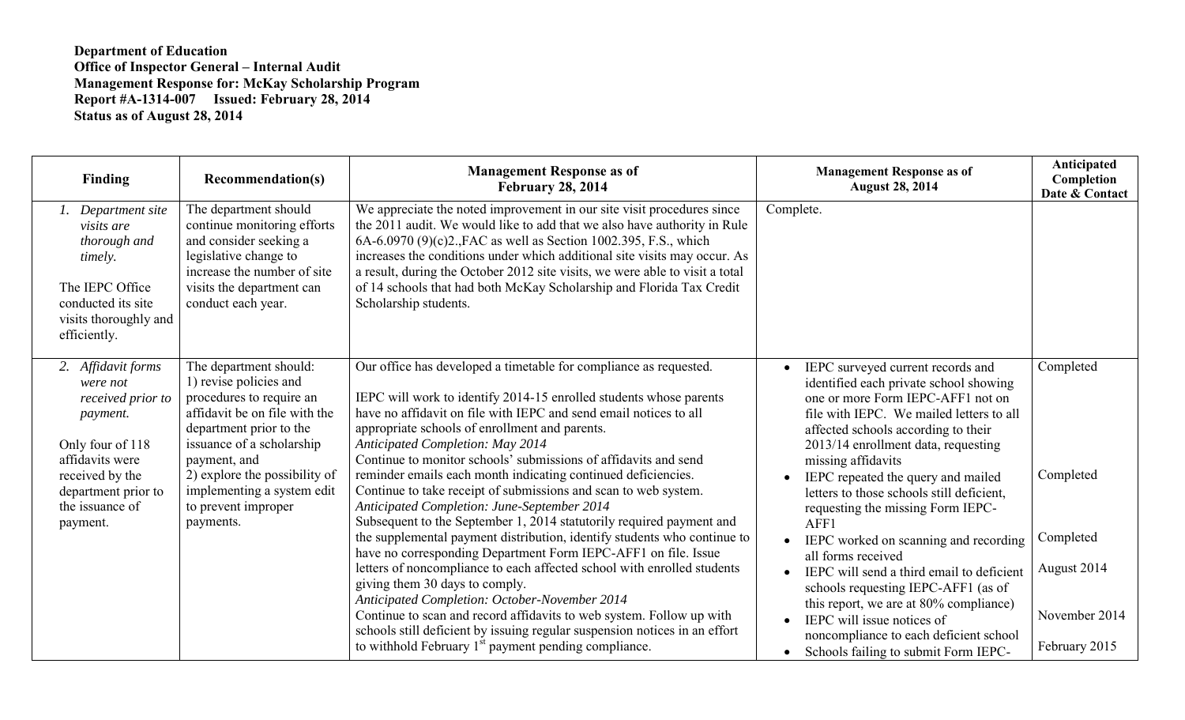**Department of Education**
**Office of Inspector General – Internal Audit**
**Management Response for: McKay Scholarship Program**
**Report #A-1314-007 Issued: February 28, 2014**
**Status as of August 28, 2014**

| Finding | Recommendation(s) | Management Response as of February 28, 2014 | Management Response as of August 28, 2014 | Anticipated Completion Date & Contact |
|---|---|---|---|---|
| 1. *Department site visits are thorough and timely.*<br><br>The IEPC Office conducted its site visits thoroughly and efficiently. | The department should continue monitoring efforts and consider seeking a legislative change to increase the number of site visits the department can conduct each year. | We appreciate the noted improvement in our site visit procedures since the 2011 audit. We would like to add that we also have authority in Rule 6A-6.0970 (9)(c)2.,FAC as well as Section 1002.395, F.S., which increases the conditions under which additional site visits may occur. As a result, during the October 2012 site visits, we were able to visit a total of 14 schools that had both McKay Scholarship and Florida Tax Credit Scholarship students. | Complete. | |
| 2. *Affidavit forms were not received prior to payment.*<br><br>Only four of 118 affidavits were received by the department prior to the issuance of payment. | The department should:<br>1) revise policies and procedures to require an affidavit be on file with the department prior to the issuance of a scholarship payment, and<br>2) explore the possibility of implementing a system edit to prevent improper payments. | Our office has developed a timetable for compliance as requested.<br><br>IEPC will work to identify 2014-15 enrolled students whose parents have no affidavit on file with IEPC and send email notices to all appropriate schools of enrollment and parents.<br>*Anticipated Completion: May 2014*<br>Continue to monitor schools' submissions of affidavits and send reminder emails each month indicating continued deficiencies. Continue to take receipt of submissions and scan to web system.<br>*Anticipated Completion: June-September 2014*<br>Subsequent to the September 1, 2014 statutorily required payment and the supplemental payment distribution, identify students who continue to have no corresponding Department Form IEPC-AFF1 on file. Issue letters of noncompliance to each affected school with enrolled students giving them 30 days to comply.<br>*Anticipated Completion: October-November 2014*<br>Continue to scan and record affidavits to web system. Follow up with schools still deficient by issuing regular suspension notices in an effort to withhold February 1st payment pending compliance. | • IEPC surveyed current records and identified each private school showing one or more Form IEPC-AFF1 not on file with IEPC. We mailed letters to all affected schools according to their 2013/14 enrollment data, requesting missing affidavits<br>• IEPC repeated the query and mailed letters to those schools still deficient, requesting the missing Form IEPC-AFF1<br>• IEPC worked on scanning and recording all forms received<br>• IEPC will send a third email to deficient schools requesting IEPC-AFF1 (as of this report, we are at 80% compliance)<br>• IEPC will issue notices of noncompliance to each deficient school<br>• Schools failing to submit Form IEPC- | Completed<br><br>Completed<br><br>Completed<br><br>August 2014<br><br>November 2014<br><br>February 2015 |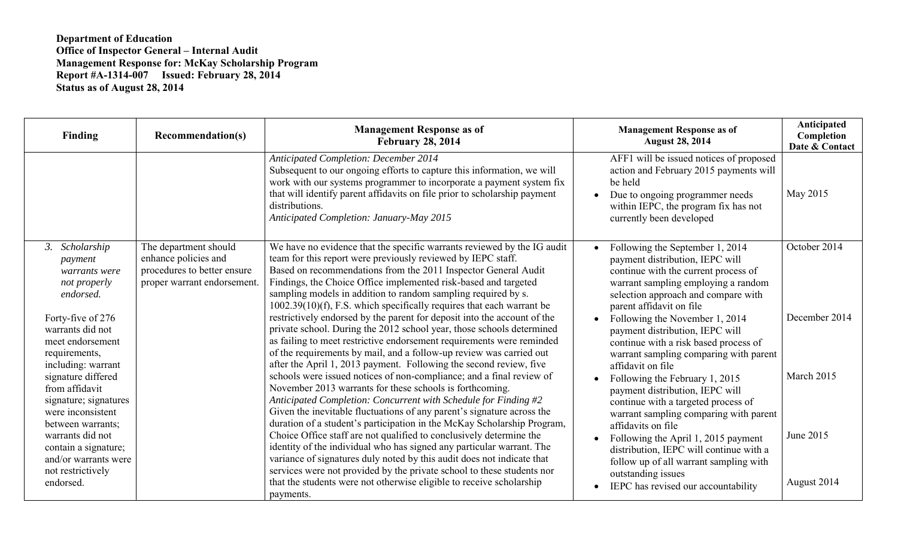**Department of Education**
**Office of Inspector General – Internal Audit**
**Management Response for: McKay Scholarship Program**
**Report #A-1314-007 Issued: February 28, 2014**
**Status as of August 28, 2014**

| Finding | Recommendation(s) | Management Response as of February 28, 2014 | Management Response as of August 28, 2014 | Anticipated Completion Date & Contact |
|---|---|---|---|---|
| | | *Anticipated Completion: December 2014*<br>Subsequent to our ongoing efforts to capture this information, we will work with our systems programmer to incorporate a payment system fix that will identify parent affidavits on file prior to scholarship payment distributions.<br>*Anticipated Completion: January-May 2015* | AFF1 will be issued notices of proposed action and February 2015 payments will be held<br>• Due to ongoing programmer needs within IEPC, the program fix has not currently been developed | May 2015 |
| 3. *Scholarship payment warrants were not properly endorsed.*<br><br>Forty-five of 276 warrants did not meet endorsement requirements, including: warrant signature differed from affidavit signature; signatures were inconsistent between warrants; warrants did not contain a signature; and/or warrants were not restrictively endorsed. | The department should enhance policies and procedures to better ensure proper warrant endorsement. | We have no evidence that the specific warrants reviewed by the IG audit team for this report were previously reviewed by IEPC staff.<br>Based on recommendations from the 2011 Inspector General Audit Findings, the Choice Office implemented risk-based and targeted sampling models in addition to random sampling required by s. 1002.39(10)(f), F.S. which specifically requires that each warrant be restrictively endorsed by the parent for deposit into the account of the private school. During the 2012 school year, those schools determined as failing to meet restrictive endorsement requirements were reminded of the requirements by mail, and a follow-up review was carried out after the April 1, 2013 payment. Following the second review, five schools were issued notices of non-compliance; and a final review of November 2013 warrants for these schools is forthcoming.<br>*Anticipated Completion: Concurrent with Schedule for Finding #2*<br>Given the inevitable fluctuations of any parent's signature across the duration of a student's participation in the McKay Scholarship Program, Choice Office staff are not qualified to conclusively determine the identity of the individual who has signed any particular warrant. The variance of signatures duly noted by this audit does not indicate that services were not provided by the private school to these students nor that the students were not otherwise eligible to receive scholarship payments. | • Following the September 1, 2014 payment distribution, IEPC will continue with the current process of warrant sampling employing a random selection approach and compare with parent affidavit on file<br>• Following the November 1, 2014 payment distribution, IEPC will continue with a risk based process of warrant sampling comparing with parent affidavit on file<br>• Following the February 1, 2015 payment distribution, IEPC will continue with a targeted process of warrant sampling comparing with parent affidavits on file<br>• Following the April 1, 2015 payment distribution, IEPC will continue with a follow up of all warrant sampling with outstanding issues<br>• IEPC has revised our accountability | October 2014<br><br>December 2014<br><br>March 2015<br><br>June 2015<br><br>August 2014 |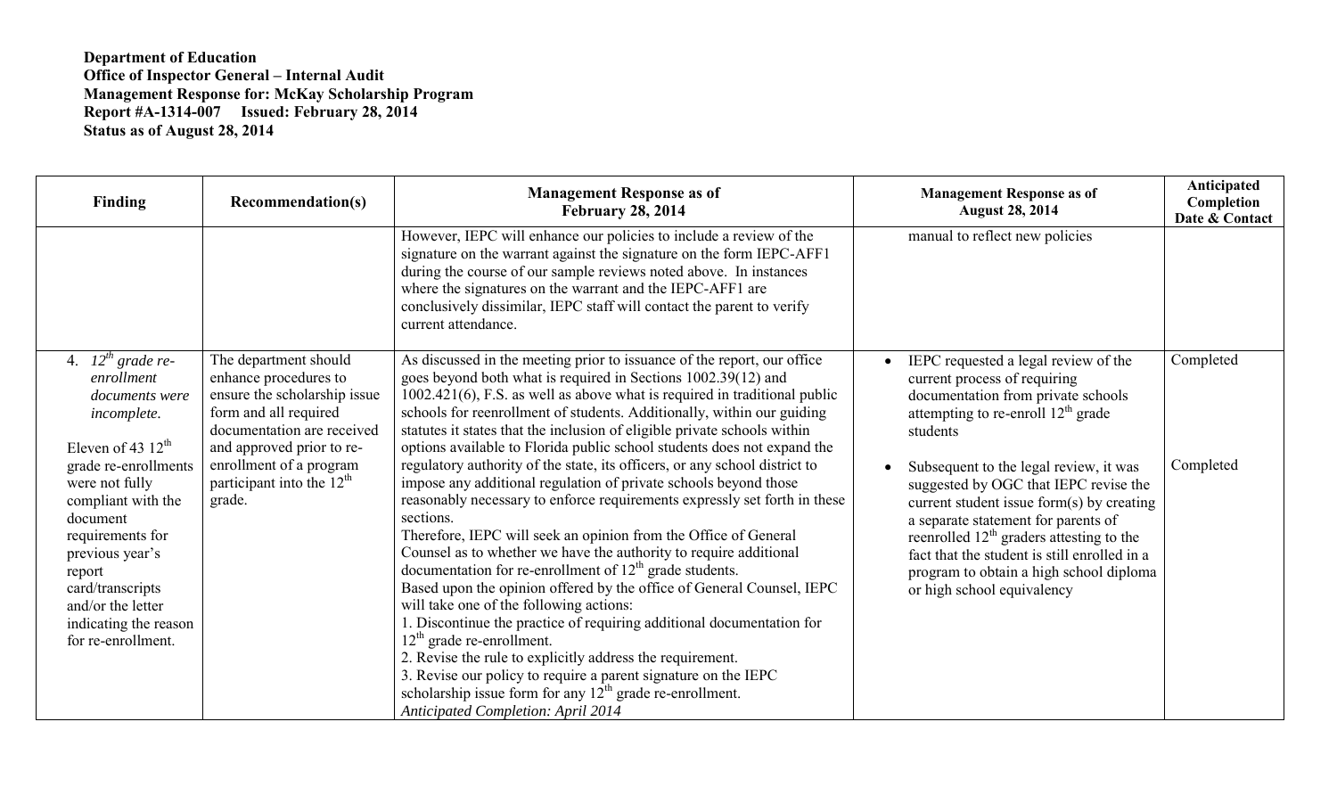**Department of Education**
**Office of Inspector General – Internal Audit**
**Management Response for: McKay Scholarship Program**
**Report #A-1314-007 Issued: February 28, 2014**
**Status as of August 28, 2014**

| Finding | Recommendation(s) | Management Response as of February 28, 2014 | Management Response as of August 28, 2014 | Anticipated Completion Date & Contact |
|---|---|---|---|---|
| | | However, IEPC will enhance our policies to include a review of the signature on the warrant against the signature on the form IEPC-AFF1 during the course of our sample reviews noted above. In instances where the signatures on the warrant and the IEPC-AFF1 are conclusively dissimilar, IEPC staff will contact the parent to verify current attendance. | manual to reflect new policies | |
| 4. *12th grade re-enrollment documents were incomplete.*<br><br>Eleven of 43 12th grade re-enrollments were not fully compliant with the document requirements for previous year's report card/transcripts and/or the letter indicating the reason for re-enrollment. | The department should enhance procedures to ensure the scholarship issue form and all required documentation are received and approved prior to re-enrollment of a program participant into the 12th grade. | As discussed in the meeting prior to issuance of the report, our office goes beyond both what is required in Sections 1002.39(12) and 1002.421(6), F.S. as well as above what is required in traditional public schools for reenrollment of students. Additionally, within our guiding statutes it states that the inclusion of eligible private schools within options available to Florida public school students does not expand the regulatory authority of the state, its officers, or any school district to impose any additional regulation of private schools beyond those reasonably necessary to enforce requirements expressly set forth in these sections.<br>Therefore, IEPC will seek an opinion from the Office of General Counsel as to whether we have the authority to require additional documentation for re-enrollment of 12th grade students.<br>Based upon the opinion offered by the office of General Counsel, IEPC will take one of the following actions:<br>1. Discontinue the practice of requiring additional documentation for 12th grade re-enrollment.<br>2. Revise the rule to explicitly address the requirement.<br>3. Revise our policy to require a parent signature on the IEPC scholarship issue form for any 12th grade re-enrollment.<br>*Anticipated Completion: April 2014* | • IEPC requested a legal review of the current process of requiring documentation from private schools attempting to re-enroll 12th grade students<br><br>• Subsequent to the legal review, it was suggested by OGC that IEPC revise the current student issue form(s) by creating a separate statement for parents of reenrolled 12th graders attesting to the fact that the student is still enrolled in a program to obtain a high school diploma or high school equivalency | Completed<br><br>Completed |